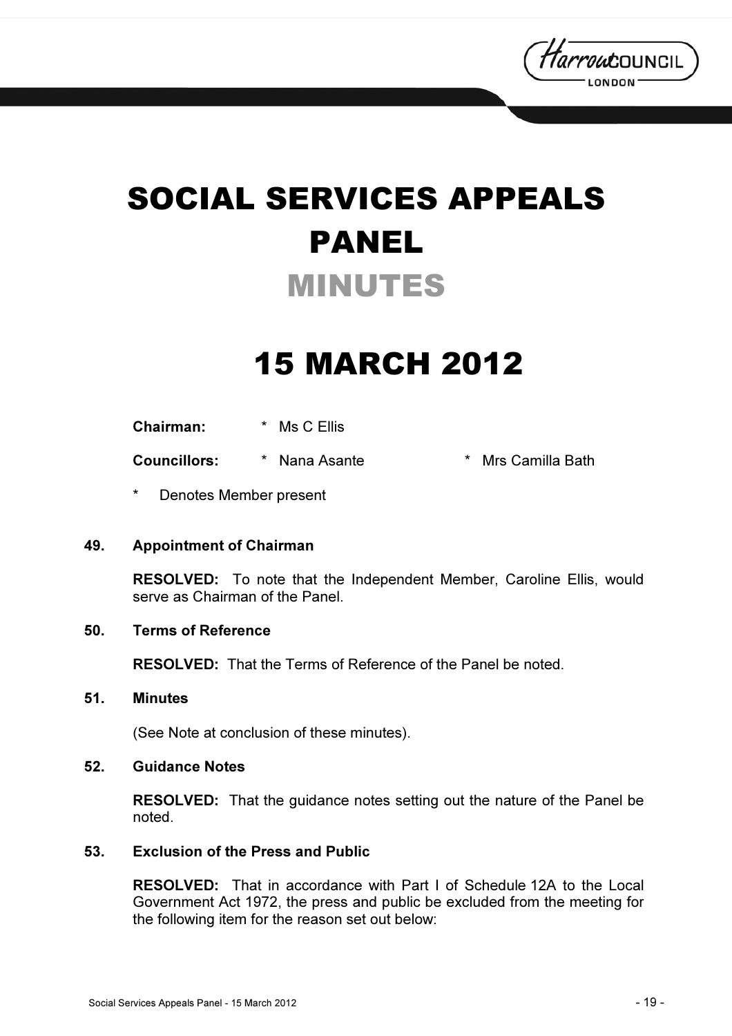# SOCIAL SERVICES APPEALS PANEL

## MINUTES

## 15 MARCH 2012

**Chairman:** * Ms C Ellis

**Councillors:** * Nana Asante * Mrs Camilla Bath

\* Denotes Member present

### 49. Appointment of Chairman

**RESOLVED:** To note that the Independent Member, Caroline Ellis, would serve as Chairman of the Panel.

### 50. Terms of Reference

**RESOLVED:** That the Terms of Reference of the Panel be noted.

### 51. Minutes

(See Note at conclusion of these minutes).

### 52. Guidance Notes

**RESOLVED:** That the guidance notes setting out the nature of the Panel be noted.

### 53. Exclusion of the Press and Public

**RESOLVED:** That in accordance with Part I of Schedule 12A to the Local Government Act 1972, the press and public be excluded from the meeting for the following item for the reason set out below: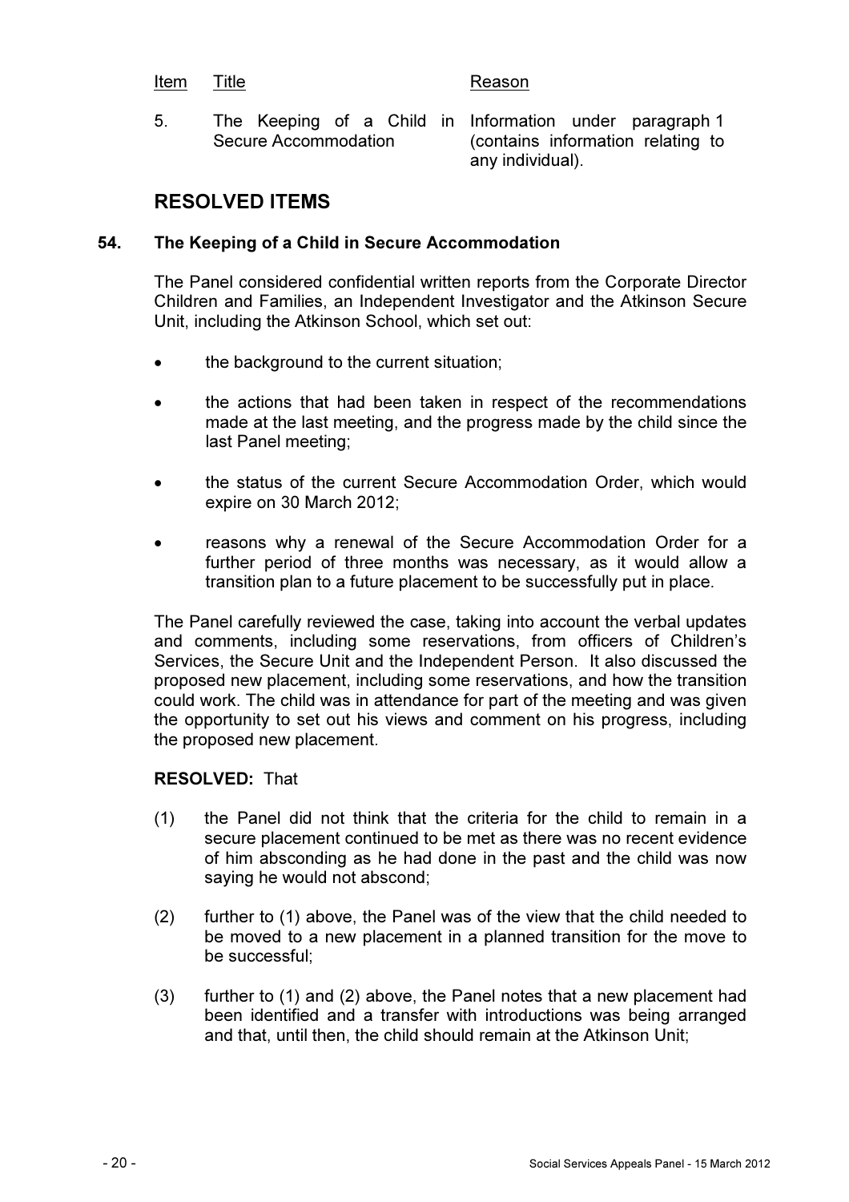| Item | Title | Reason |
|---|---|---|
| 5. | The Keeping of a Child in Secure Accommodation | Information under paragraph 1 (contains information relating to any individual). |

## RESOLVED ITEMS

### 54. The Keeping of a Child in Secure Accommodation

The Panel considered confidential written reports from the Corporate Director Children and Families, an Independent Investigator and the Atkinson Secure Unit, including the Atkinson School, which set out:

- the background to the current situation;
- the actions that had been taken in respect of the recommendations made at the last meeting, and the progress made by the child since the last Panel meeting;
- the status of the current Secure Accommodation Order, which would expire on 30 March 2012;
- reasons why a renewal of the Secure Accommodation Order for a further period of three months was necessary, as it would allow a transition plan to a future placement to be successfully put in place.

The Panel carefully reviewed the case, taking into account the verbal updates and comments, including some reservations, from officers of Children's Services, the Secure Unit and the Independent Person. It also discussed the proposed new placement, including some reservations, and how the transition could work. The child was in attendance for part of the meeting and was given the opportunity to set out his views and comment on his progress, including the proposed new placement.

**RESOLVED:** That

(1) the Panel did not think that the criteria for the child to remain in a secure placement continued to be met as there was no recent evidence of him absconding as he had done in the past and the child was now saying he would not abscond;

(2) further to (1) above, the Panel was of the view that the child needed to be moved to a new placement in a planned transition for the move to be successful;

(3) further to (1) and (2) above, the Panel notes that a new placement had been identified and a transfer with introductions was being arranged and that, until then, the child should remain at the Atkinson Unit;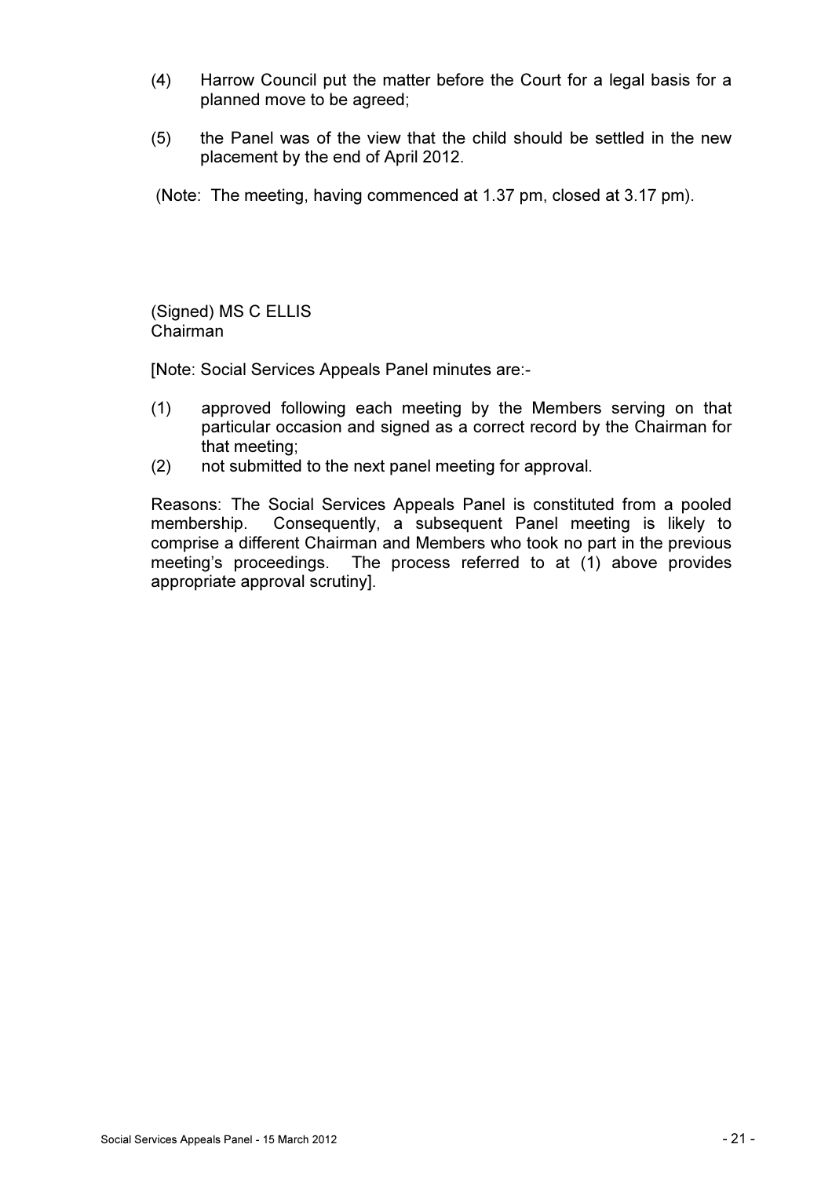(4) Harrow Council put the matter before the Court for a legal basis for a planned move to be agreed;

(5) the Panel was of the view that the child should be settled in the new placement by the end of April 2012.

(Note: The meeting, having commenced at 1.37 pm, closed at 3.17 pm).

(Signed) MS C ELLIS
Chairman

[Note: Social Services Appeals Panel minutes are:-

(1) approved following each meeting by the Members serving on that particular occasion and signed as a correct record by the Chairman for that meeting;
(2) not submitted to the next panel meeting for approval.

Reasons: The Social Services Appeals Panel is constituted from a pooled membership. Consequently, a subsequent Panel meeting is likely to comprise a different Chairman and Members who took no part in the previous meeting's proceedings. The process referred to at (1) above provides appropriate approval scrutiny].